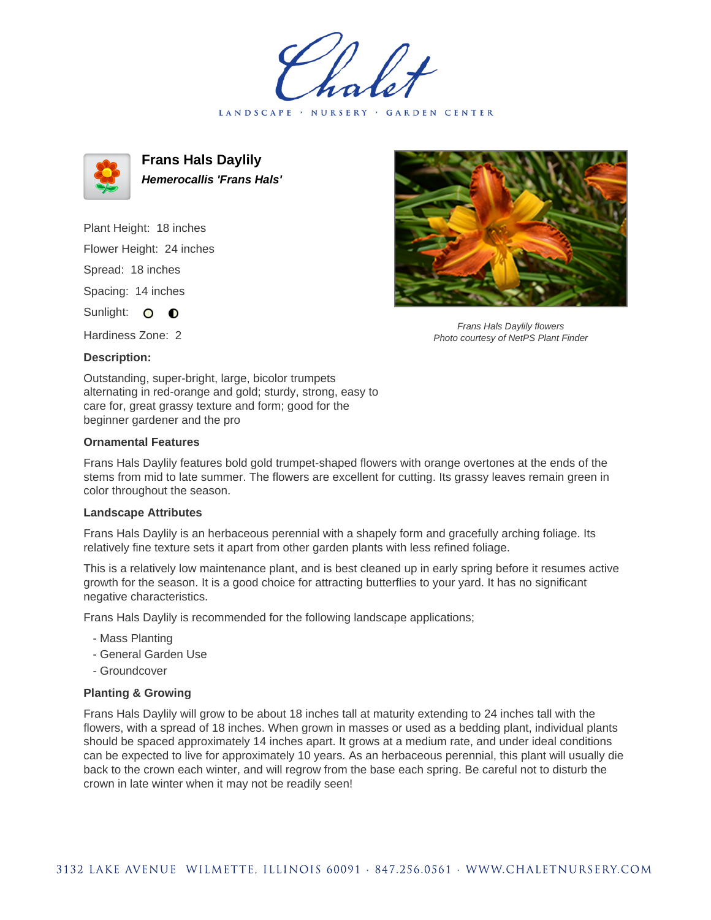# Frans Hals Daylily

***Hemerocallis 'Frans Hals'***

Plant Height: 18 inches

Flower Height: 24 inches

Spread: 18 inches

Spacing: 14 inches

Sunlight: ○ ◐

Hardiness Zone: 2

*Frans Hals Daylily flowers*
*Photo courtesy of NetPS Plant Finder*

### Description:

Outstanding, super-bright, large, bicolor trumpets alternating in red-orange and gold; sturdy, strong, easy to care for, great grassy texture and form; good for the beginner gardener and the pro

### Ornamental Features

Frans Hals Daylily features bold gold trumpet-shaped flowers with orange overtones at the ends of the stems from mid to late summer. The flowers are excellent for cutting. Its grassy leaves remain green in color throughout the season.

### Landscape Attributes

Frans Hals Daylily is an herbaceous perennial with a shapely form and gracefully arching foliage. Its relatively fine texture sets it apart from other garden plants with less refined foliage.

This is a relatively low maintenance plant, and is best cleaned up in early spring before it resumes active growth for the season. It is a good choice for attracting butterflies to your yard. It has no significant negative characteristics.

Frans Hals Daylily is recommended for the following landscape applications;

- Mass Planting
- General Garden Use
- Groundcover

### Planting & Growing

Frans Hals Daylily will grow to be about 18 inches tall at maturity extending to 24 inches tall with the flowers, with a spread of 18 inches. When grown in masses or used as a bedding plant, individual plants should be spaced approximately 14 inches apart. It grows at a medium rate, and under ideal conditions can be expected to live for approximately 10 years. As an herbaceous perennial, this plant will usually die back to the crown each winter, and will regrow from the base each spring. Be careful not to disturb the crown in late winter when it may not be readily seen!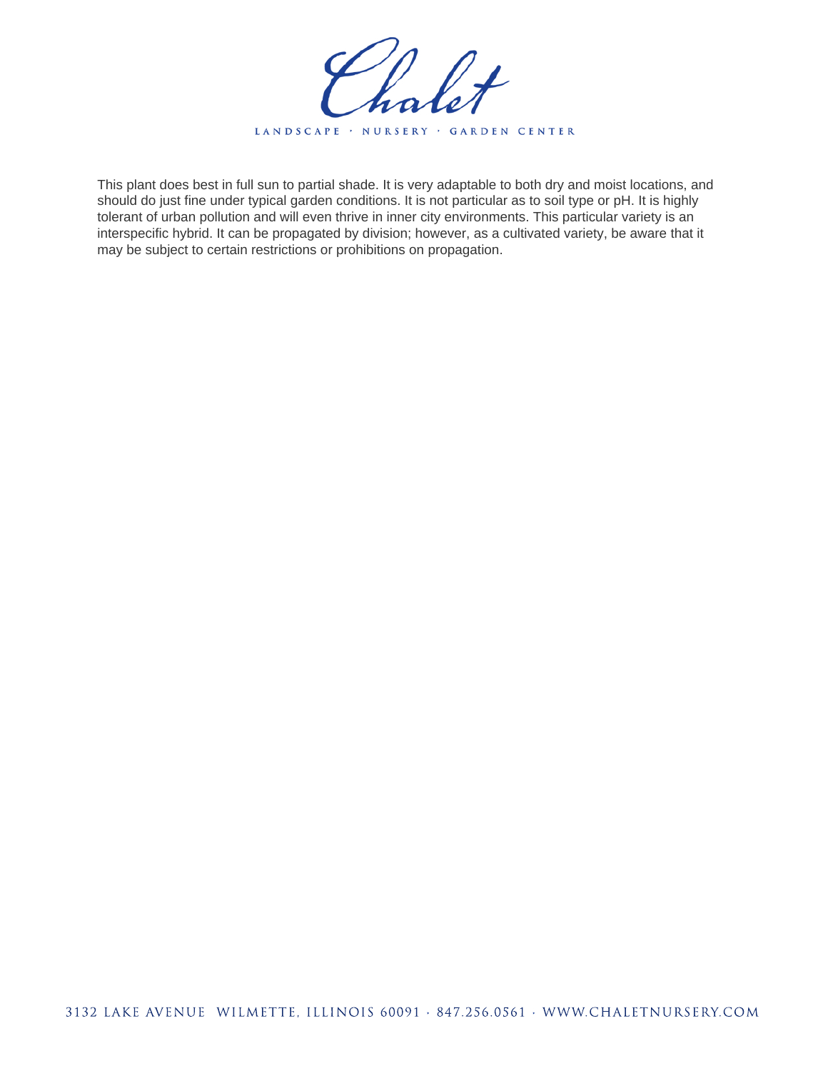This plant does best in full sun to partial shade. It is very adaptable to both dry and moist locations, and should do just fine under typical garden conditions. It is not particular as to soil type or pH. It is highly tolerant of urban pollution and will even thrive in inner city environments. This particular variety is an interspecific hybrid. It can be propagated by division; however, as a cultivated variety, be aware that it may be subject to certain restrictions or prohibitions on propagation.